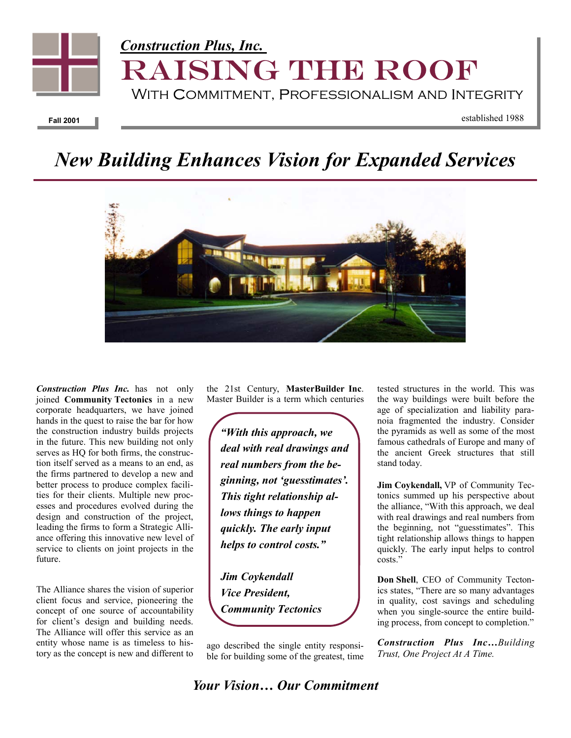*Construction Plus, Inc.*

# RAISING THE ROOF

With Commitment, Professionalism and Integrity

**Fall 2001**

established 1988

## *New Building Enhances Vision for Expanded Services*

***Construction Plus Inc.*** has not only joined **Community Tectonics** in a new corporate headquarters, we have joined hands in the quest to raise the bar for how the construction industry builds projects in the future. This new building not only serves as HQ for both firms, the construction itself served as a means to an end, as the firms partnered to develop a new and better process to produce complex facilities for their clients. Multiple new processes and procedures evolved during the design and construction of the project, leading the firms to form a Strategic Alliance offering this innovative new level of service to clients on joint projects in the future.

The Alliance shares the vision of superior client focus and service, pioneering the concept of one source of accountability for client's design and building needs. The Alliance will offer this service as an entity whose name is as timeless to history as the concept is new and different to the 21st Century, **MasterBuilder Inc**. Master Builder is a term which centuries ago described the single entity responsible for building some of the greatest, time tested structures in the world. This was the way buildings were built before the age of specialization and liability paranoia fragmented the industry. Consider the pyramids as well as some of the most famous cathedrals of Europe and many of the ancient Greek structures that still stand today.

> ***"With this approach, we deal with real drawings and real numbers from the beginning, not 'guesstimates'. This tight relationship allows things to happen quickly. The early input helps to control costs."***
>
> ***Jim Coykendall***
> ***Vice President,***
> ***Community Tectonics***

**Jim Coykendall,** VP of Community Tectonics summed up his perspective about the alliance, "With this approach, we deal with real drawings and real numbers from the beginning, not "guesstimates". This tight relationship allows things to happen quickly. The early input helps to control costs."

**Don Shell**, CEO of Community Tectonics states, "There are so many advantages in quality, cost savings and scheduling when you single-source the entire building process, from concept to completion."

***Construction Plus Inc…****Building Trust, One Project At A Time.*

***Your Vision… Our Commitment***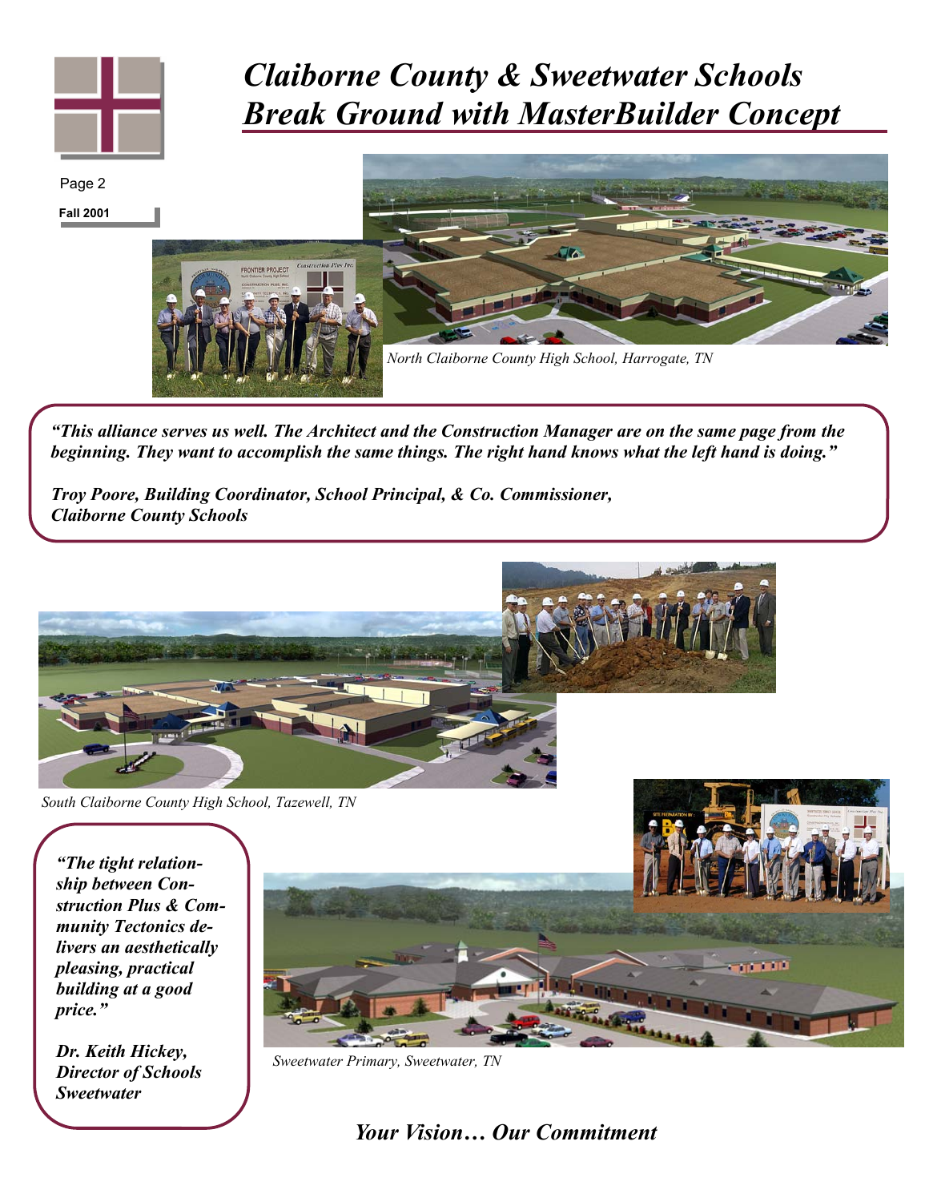# *Claiborne County & Sweetwater Schools Break Ground with MasterBuilder Concept*

*North Claiborne County High School, Harrogate, TN*

***"This alliance serves us well. The Architect and the Construction Manager are on the same page from the beginning. They want to accomplish the same things. The right hand knows what the left hand is doing."***

***Troy Poore, Building Coordinator, School Principal, & Co. Commissioner, Claiborne County Schools***

*South Claiborne County High School, Tazewell, TN*

***"The tight relationship between Construction Plus & Community Tectonics delivers an aesthetically pleasing, practical building at a good price."***

***Dr. Keith Hickey, Director of Schools Sweetwater***

*Sweetwater Primary, Sweetwater, TN*

***Your Vision… Our Commitment***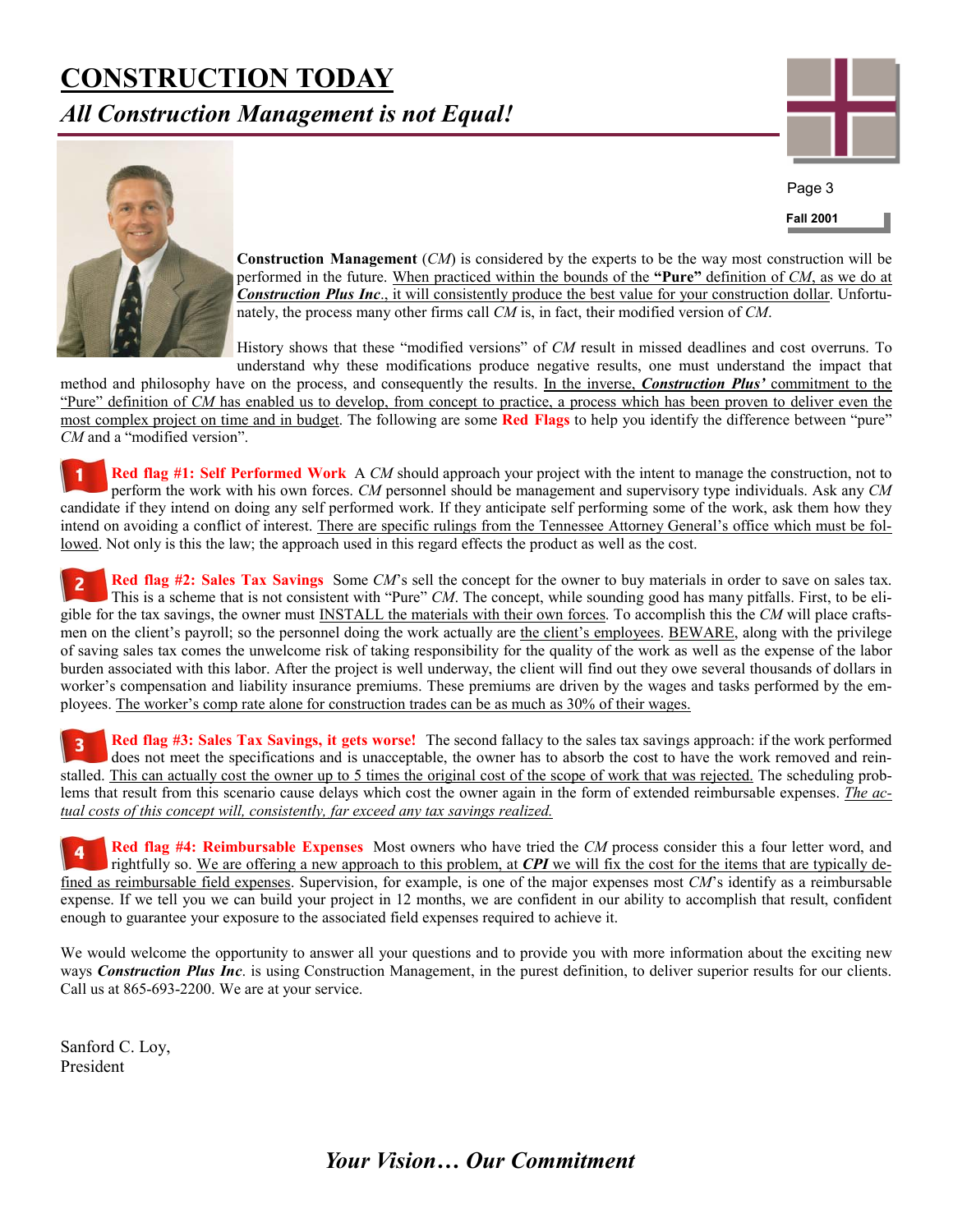# CONSTRUCTION TODAY

## *All Construction Management is not Equal!*

Fall 2001

**Construction Management** (*CM*) is considered by the experts to be the way most construction will be performed in the future. When practiced within the bounds of the **"Pure"** definition of *CM*, as we do at ***Construction Plus Inc***., it will consistently produce the best value for your construction dollar. Unfortunately, the process many other firms call *CM* is, in fact, their modified version of *CM*.

History shows that these "modified versions" of *CM* result in missed deadlines and cost overruns. To understand why these modifications produce negative results, one must understand the impact that method and philosophy have on the process, and consequently the results. In the inverse, ***Construction Plus'*** commitment to the "Pure" definition of *CM* has enabled us to develop, from concept to practice, a process which has been proven to deliver even the most complex project on time and in budget. The following are some **Red Flags** to help you identify the difference between "pure" *CM* and a "modified version".

**1** **Red flag #1: Self Performed Work** A *CM* should approach your project with the intent to manage the construction, not to perform the work with his own forces. *CM* personnel should be management and supervisory type individuals. Ask any *CM* candidate if they intend on doing any self performed work. If they anticipate self performing some of the work, ask them how they intend on avoiding a conflict of interest. There are specific rulings from the Tennessee Attorney General's office which must be followed. Not only is this the law; the approach used in this regard effects the product as well as the cost.

**2** **Red flag #2: Sales Tax Savings** Some *CM*'s sell the concept for the owner to buy materials in order to save on sales tax. This is a scheme that is not consistent with "Pure" *CM*. The concept, while sounding good has many pitfalls. First, to be eligible for the tax savings, the owner must INSTALL the materials with their own forces. To accomplish this the *CM* will place craftsmen on the client's payroll; so the personnel doing the work actually are the client's employees. BEWARE, along with the privilege of saving sales tax comes the unwelcome risk of taking responsibility for the quality of the work as well as the expense of the labor burden associated with this labor. After the project is well underway, the client will find out they owe several thousands of dollars in worker's compensation and liability insurance premiums. These premiums are driven by the wages and tasks performed by the employees. The worker's comp rate alone for construction trades can be as much as 30% of their wages.

**3** **Red flag #3: Sales Tax Savings, it gets worse!** The second fallacy to the sales tax savings approach: if the work performed does not meet the specifications and is unacceptable, the owner has to absorb the cost to have the work removed and reinstalled. This can actually cost the owner up to 5 times the original cost of the scope of work that was rejected. The scheduling problems that result from this scenario cause delays which cost the owner again in the form of extended reimbursable expenses. *The actual costs of this concept will, consistently, far exceed any tax savings realized.*

**4** **Red flag #4: Reimbursable Expenses** Most owners who have tried the *CM* process consider this a four letter word, and rightfully so. We are offering a new approach to this problem, at ***CPI*** we will fix the cost for the items that are typically defined as reimbursable field expenses. Supervision, for example, is one of the major expenses most *CM*'s identify as a reimbursable expense. If we tell you we can build your project in 12 months, we are confident in our ability to accomplish that result, confident enough to guarantee your exposure to the associated field expenses required to achieve it.

We would welcome the opportunity to answer all your questions and to provide you with more information about the exciting new ways ***Construction Plus Inc***. is using Construction Management, in the purest definition, to deliver superior results for our clients. Call us at 865-693-2200. We are at your service.

Sanford C. Loy,
President

***Your Vision… Our Commitment***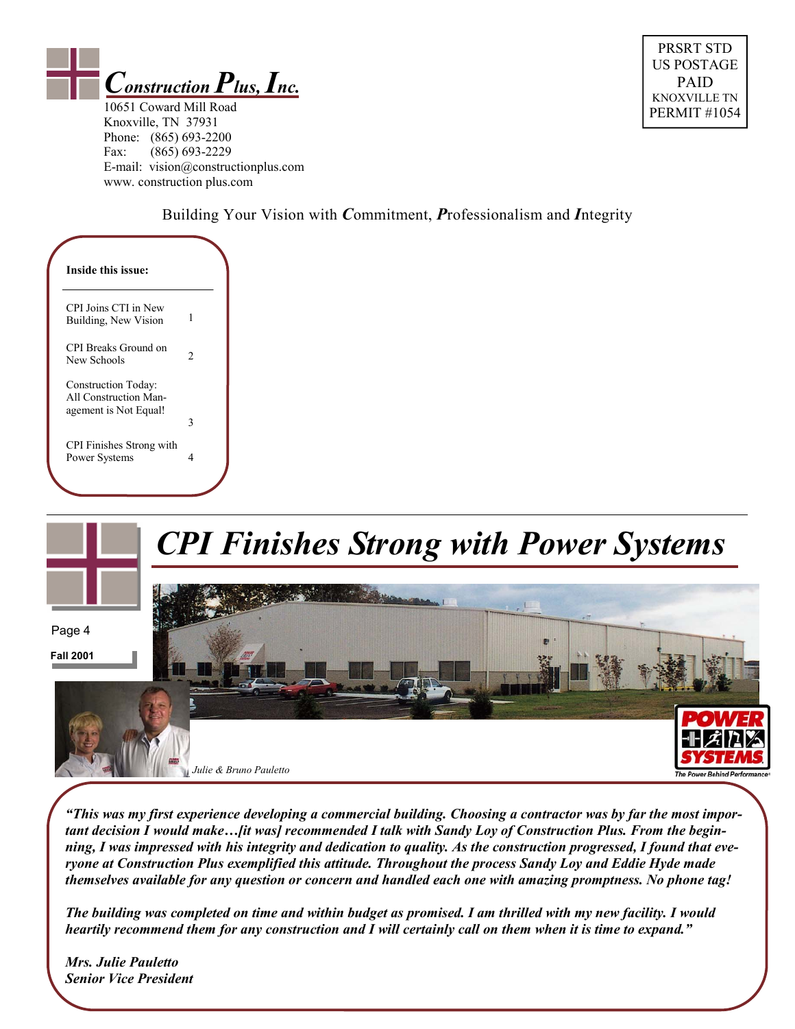Construction Plus, Inc.

10651 Coward Mill Road
Knoxville, TN 37931
Phone: (865) 693-2200
Fax: (865) 693-2229
E-mail: vision@constructionplus.com
www. construction plus.com

PRSRT STD
US POSTAGE
PAID
KNOXVILLE TN
PERMIT #1054

Building Your Vision with ***C***ommitment, ***P***rofessionalism and ***I***ntegrity

**Inside this issue:**

| | |
|---|---|
| CPI Joins CTI in New Building, New Vision | 1 |
| CPI Breaks Ground on New Schools | 2 |
| Construction Today: All Construction Management is Not Equal! | 3 |
| CPI Finishes Strong with Power Systems | 4 |

# *CPI Finishes Strong with Power Systems*

Page 4

**Fall 2001**

*Julie & Bruno Pauletto*

POWER SYSTEMS
The Power Behind Performance

***"This was my first experience developing a commercial building. Choosing a contractor was by far the most important decision I would make…[it was] recommended I talk with Sandy Loy of Construction Plus. From the beginning, I was impressed with his integrity and dedication to quality. As the construction progressed, I found that everyone at Construction Plus exemplified this attitude. Throughout the process Sandy Loy and Eddie Hyde made themselves available for any question or concern and handled each one with amazing promptness. No phone tag!***

***The building was completed on time and within budget as promised. I am thrilled with my new facility. I would heartily recommend them for any construction and I will certainly call on them when it is time to expand."***

***Mrs. Julie Pauletto***
***Senior Vice President***